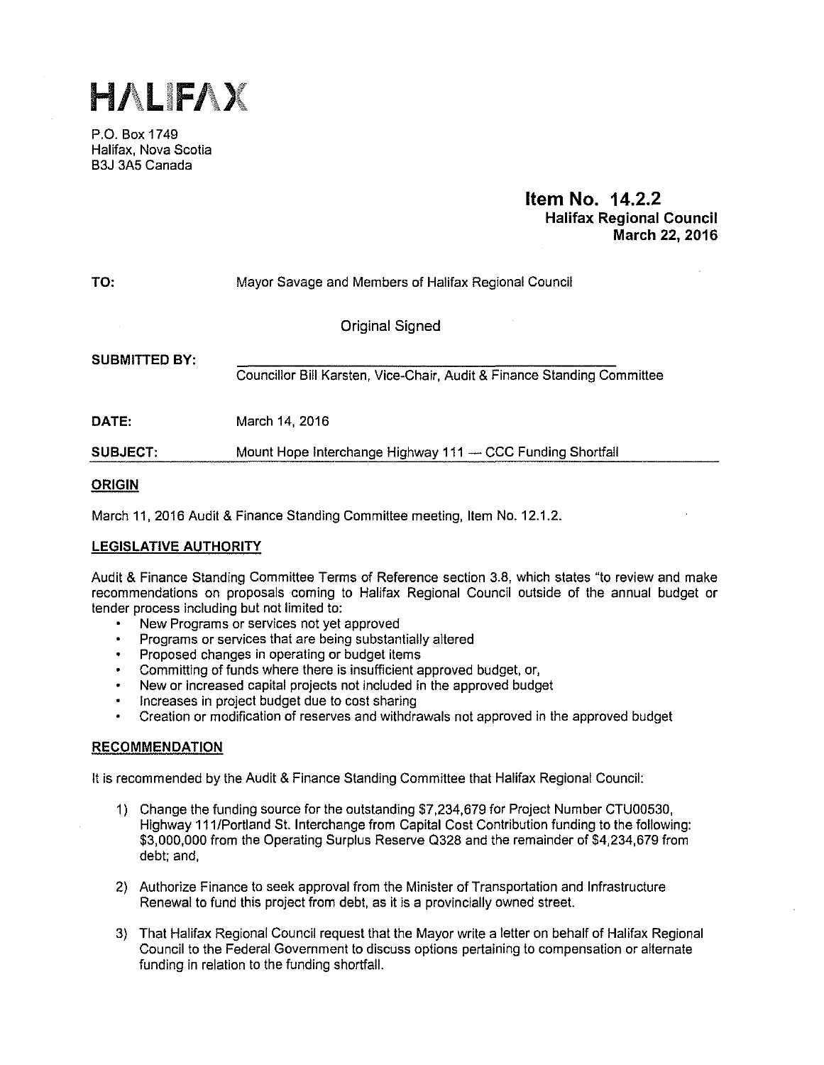# HALIFAX

P.O. Box 1749
Halifax, Nova Scotia
B3J 3A5 Canada

**Item No. 14.2.2**
**Halifax Regional Council**
**March 22, 2016**

**TO:** Mayor Savage and Members of Halifax Regional Council

Original Signed

**SUBMITTED BY:**
Councillor Bill Karsten, Vice-Chair, Audit & Finance Standing Committee

**DATE:** March 14, 2016

**SUBJECT:** Mount Hope Interchange Highway 111 — CCC Funding Shortfall

## ORIGIN

March 11, 2016 Audit & Finance Standing Committee meeting, Item No. 12.1.2.

## LEGISLATIVE AUTHORITY

Audit & Finance Standing Committee Terms of Reference section 3.8, which states "to review and make recommendations on proposals coming to Halifax Regional Council outside of the annual budget or tender process including but not limited to:

- New Programs or services not yet approved
- Programs or services that are being substantially altered
- Proposed changes in operating or budget items
- Committing of funds where there is insufficient approved budget, or,
- New or increased capital projects not included in the approved budget
- Increases in project budget due to cost sharing
- Creation or modification of reserves and withdrawals not approved in the approved budget

## RECOMMENDATION

It is recommended by the Audit & Finance Standing Committee that Halifax Regional Council:

1) Change the funding source for the outstanding $7,234,679 for Project Number CTU00530, Highway 111/Portland St. Interchange from Capital Cost Contribution funding to the following: $3,000,000 from the Operating Surplus Reserve Q328 and the remainder of $4,234,679 from debt; and,

2) Authorize Finance to seek approval from the Minister of Transportation and Infrastructure Renewal to fund this project from debt, as it is a provincially owned street.

3) That Halifax Regional Council request that the Mayor write a letter on behalf of Halifax Regional Council to the Federal Government to discuss options pertaining to compensation or alternate funding in relation to the funding shortfall.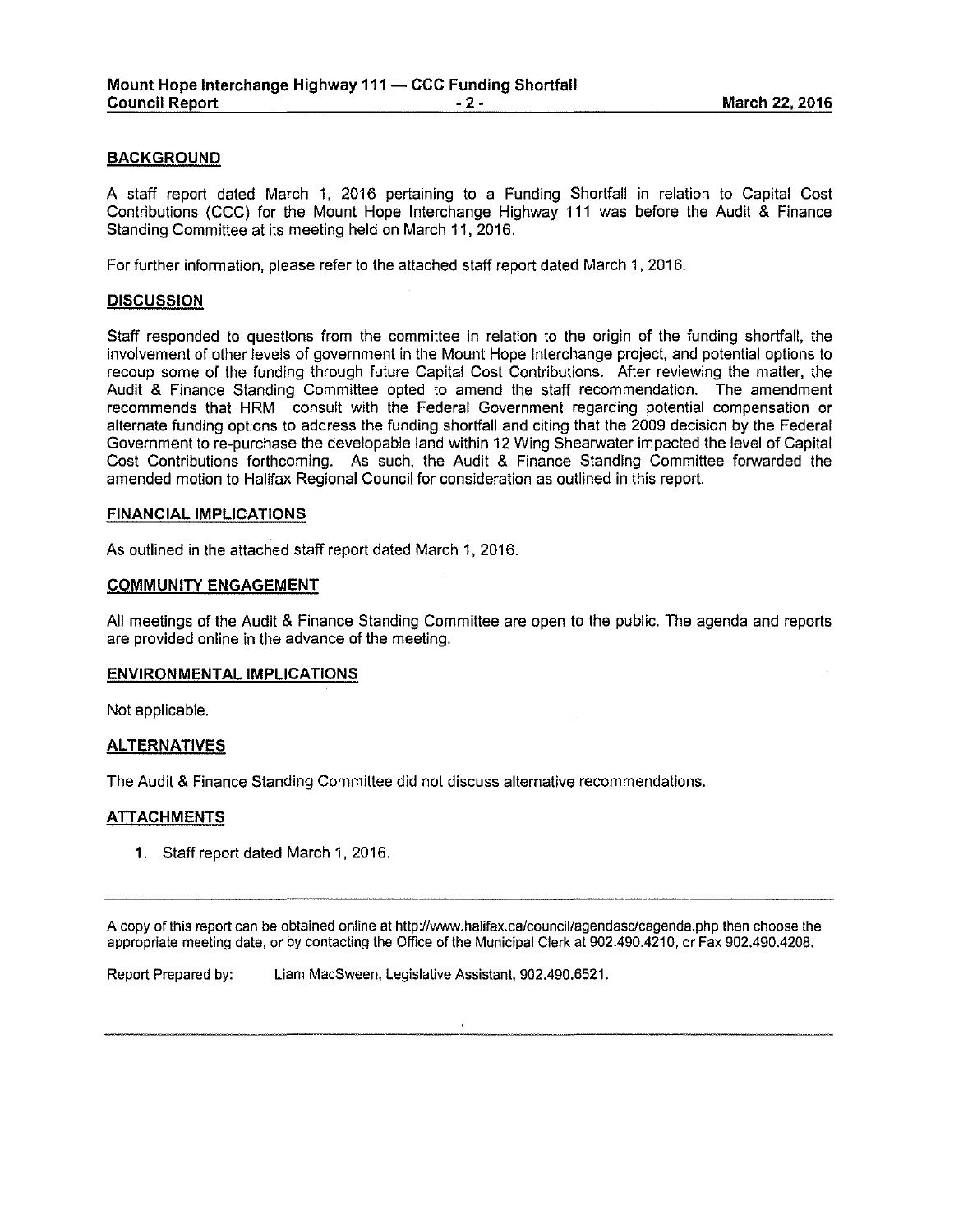## BACKGROUND

A staff report dated March 1, 2016 pertaining to a Funding Shortfall in relation to Capital Cost Contributions (CCC) for the Mount Hope Interchange Highway 111 was before the Audit & Finance Standing Committee at its meeting held on March 11, 2016.

For further information, please refer to the attached staff report dated March 1, 2016.

## DISCUSSION

Staff responded to questions from the committee in relation to the origin of the funding shortfall, the involvement of other levels of government in the Mount Hope Interchange project, and potential options to recoup some of the funding through future Capital Cost Contributions. After reviewing the matter, the Audit & Finance Standing Committee opted to amend the staff recommendation. The amendment recommends that HRM consult with the Federal Government regarding potential compensation or alternate funding options to address the funding shortfall and citing that the 2009 decision by the Federal Government to re-purchase the developable land within 12 Wing Shearwater impacted the level of Capital Cost Contributions forthcoming. As such, the Audit & Finance Standing Committee forwarded the amended motion to Halifax Regional Council for consideration as outlined in this report.

## FINANCIAL IMPLICATIONS

As outlined in the attached staff report dated March 1, 2016.

## COMMUNITY ENGAGEMENT

All meetings of the Audit & Finance Standing Committee are open to the public. The agenda and reports are provided online in the advance of the meeting.

## ENVIRONMENTAL IMPLICATIONS

Not applicable.

## ALTERNATIVES

The Audit & Finance Standing Committee did not discuss alternative recommendations.

## ATTACHMENTS

1. Staff report dated March 1, 2016.

---

A copy of this report can be obtained online at http://www.halifax.ca/council/agendasc/cagenda.php then choose the appropriate meeting date, or by contacting the Office of the Municipal Clerk at 902.490.4210, or Fax 902.490.4208.

Report Prepared by: Liam MacSween, Legislative Assistant, 902.490.6521.

---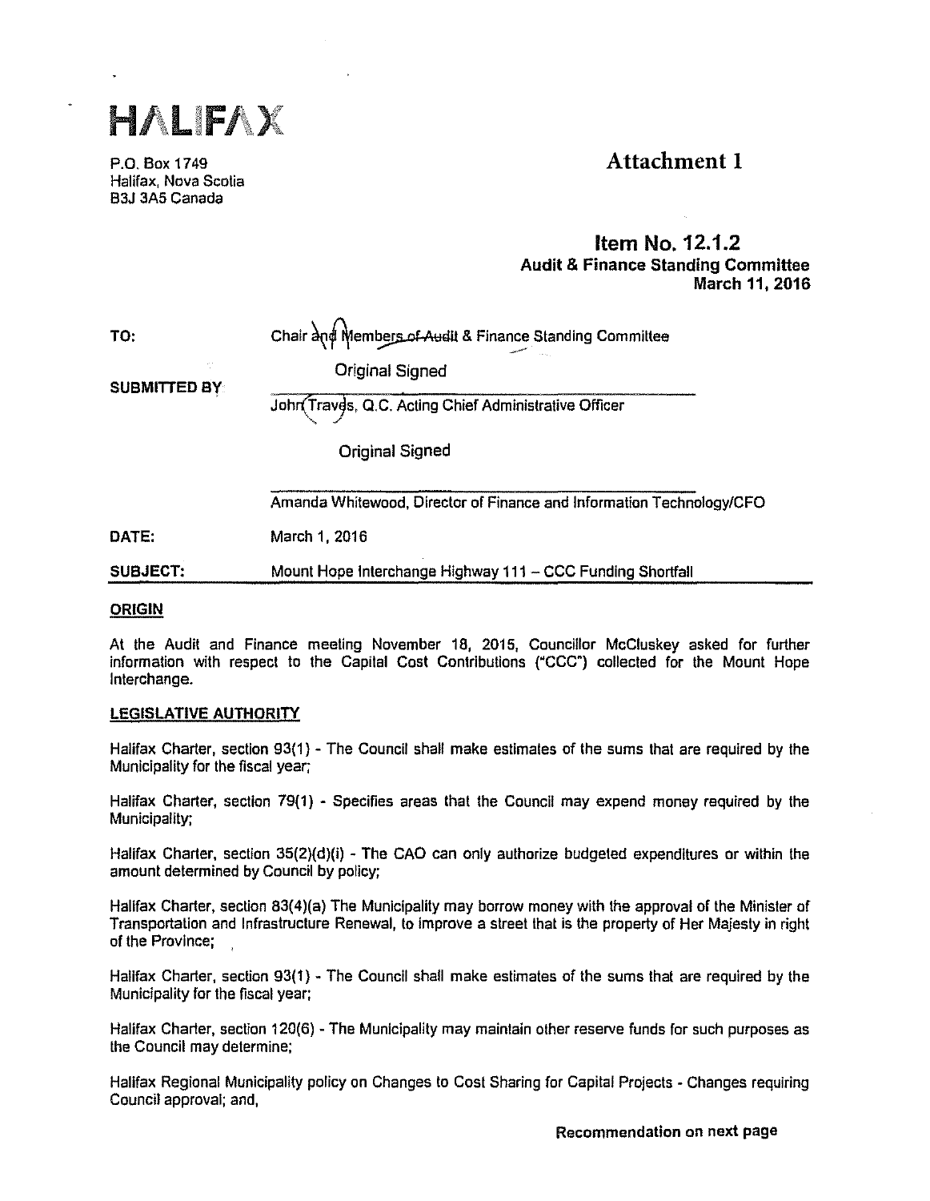HALIFAX

P.O. Box 1749
Halifax, Nova Scotia
B3J 3A5 Canada

# Attachment 1

## Item No. 12.1.2
**Audit & Finance Standing Committee**
**March 11, 2016**

| | |
|---|---|
| **TO:** | Chair and Members of Audit & Finance Standing Committee |
| **SUBMITTED BY:** | Original Signed |
| | John Traves, Q.C. Acting Chief Administrative Officer |
| | Original Signed |
| | Amanda Whitewood, Director of Finance and Information Technology/CFO |
| **DATE:** | March 1, 2016 |
| **SUBJECT:** | Mount Hope Interchange Highway 111 – CCC Funding Shortfall |

## ORIGIN

At the Audit and Finance meeting November 18, 2015, Councillor McCluskey asked for further information with respect to the Capital Cost Contributions ("CCC") collected for the Mount Hope Interchange.

## LEGISLATIVE AUTHORITY

Halifax Charter, section 93(1) - The Council shall make estimates of the sums that are required by the Municipality for the fiscal year;

Halifax Charter, section 79(1) - Specifies areas that the Council may expend money required by the Municipality;

Halifax Charter, section 35(2)(d)(i) - The CAO can only authorize budgeted expenditures or within the amount determined by Council by policy;

Halifax Charter, section 83(4)(a) The Municipality may borrow money with the approval of the Minister of Transportation and Infrastructure Renewal, to improve a street that is the property of Her Majesty in right of the Province;

Halifax Charter, section 93(1) - The Council shall make estimates of the sums that are required by the Municipality for the fiscal year;

Halifax Charter, section 120(6) - The Municipality may maintain other reserve funds for such purposes as the Council may determine;

Halifax Regional Municipality policy on Changes to Cost Sharing for Capital Projects - Changes requiring Council approval; and,

**Recommendation on next page**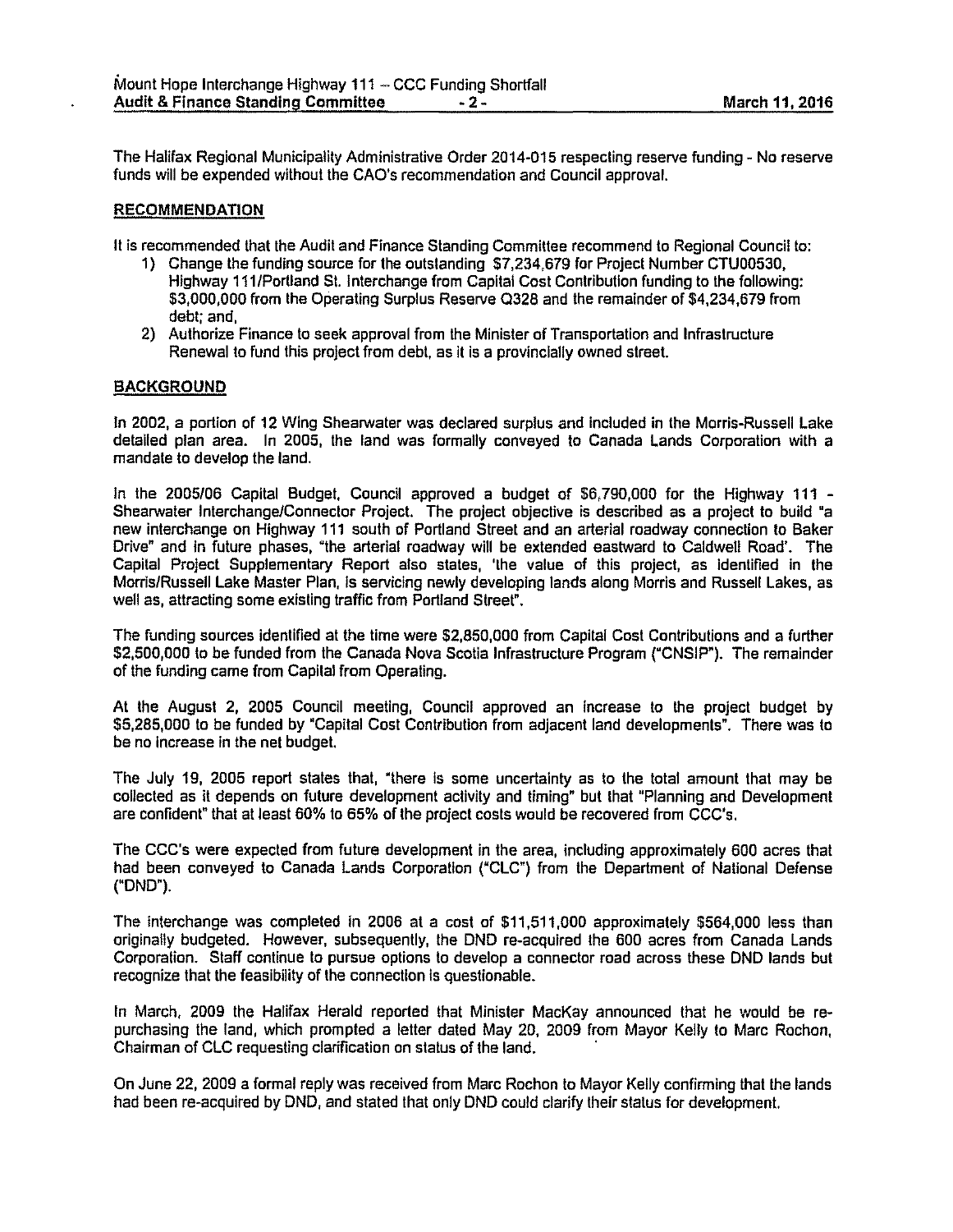The Halifax Regional Municipality Administrative Order 2014-015 respecting reserve funding - No reserve funds will be expended without the CAO's recommendation and Council approval.

## RECOMMENDATION

It is recommended that the Audit and Finance Standing Committee recommend to Regional Council to:

1) Change the funding source for the outstanding $7,234,679 for Project Number CTU00530, Highway 111/Portland St. Interchange from Capital Cost Contribution funding to the following: $3,000,000 from the Operating Surplus Reserve Q328 and the remainder of $4,234,679 from debt; and,
2) Authorize Finance to seek approval from the Minister of Transportation and Infrastructure Renewal to fund this project from debt, as it is a provincially owned street.

## BACKGROUND

In 2002, a portion of 12 Wing Shearwater was declared surplus and included in the Morris-Russell Lake detailed plan area. In 2005, the land was formally conveyed to Canada Lands Corporation with a mandate to develop the land.

In the 2005/06 Capital Budget, Council approved a budget of $6,790,000 for the Highway 111 - Shearwater Interchange/Connector Project. The project objective is described as a project to build "a new interchange on Highway 111 south of Portland Street and an arterial roadway connection to Baker Drive" and in future phases, "the arterial roadway will be extended eastward to Caldwell Road'. The Capital Project Supplementary Report also states, 'the value of this project, as identified in the Morris/Russell Lake Master Plan, is servicing newly developing lands along Morris and Russell Lakes, as well as, attracting some existing traffic from Portland Street".

The funding sources identified at the time were $2,850,000 from Capital Cost Contributions and a further $2,500,000 to be funded from the Canada Nova Scotia Infrastructure Program ("CNSIP"). The remainder of the funding came from Capital from Operating.

At the August 2, 2005 Council meeting, Council approved an increase to the project budget by $5,285,000 to be funded by "Capital Cost Contribution from adjacent land developments". There was to be no increase in the net budget.

The July 19, 2005 report states that, "there is some uncertainty as to the total amount that may be collected as it depends on future development activity and timing" but that "Planning and Development are confident" that at least 60% to 65% of the project costs would be recovered from CCC's.

The CCC's were expected from future development in the area, including approximately 600 acres that had been conveyed to Canada Lands Corporation ("CLC") from the Department of National Defense ("DND").

The interchange was completed in 2006 at a cost of $11,511,000 approximately $564,000 less than originally budgeted. However, subsequently, the DND re-acquired the 600 acres from Canada Lands Corporation. Staff continue to pursue options to develop a connector road across these DND lands but recognize that the feasibility of the connection is questionable.

In March, 2009 the Halifax Herald reported that Minister MacKay announced that he would be re-purchasing the land, which prompted a letter dated May 20, 2009 from Mayor Kelly to Marc Rochon, Chairman of CLC requesting clarification on status of the land.

On June 22, 2009 a formal reply was received from Marc Rochon to Mayor Kelly confirming that the lands had been re-acquired by DND, and stated that only DND could clarify their status for development.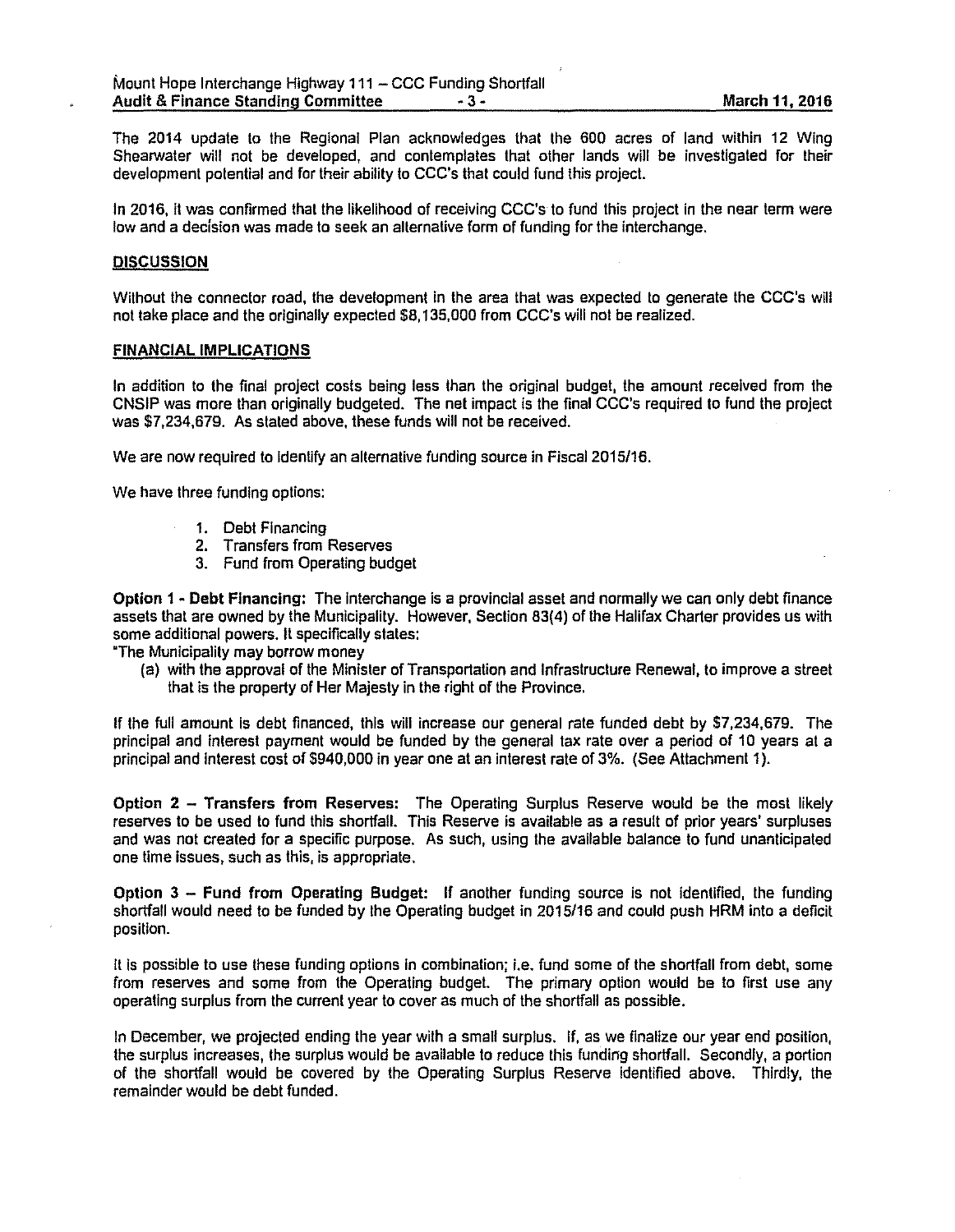The 2014 update to the Regional Plan acknowledges that the 600 acres of land within 12 Wing Shearwater will not be developed, and contemplates that other lands will be investigated for their development potential and for their ability to CCC's that could fund this project.

In 2016, it was confirmed that the likelihood of receiving CCC's to fund this project in the near term were low and a decision was made to seek an alternative form of funding for the interchange.

## DISCUSSION

Without the connector road, the development in the area that was expected to generate the CCC's will not take place and the originally expected $8,135,000 from CCC's will not be realized.

## FINANCIAL IMPLICATIONS

In addition to the final project costs being less than the original budget, the amount received from the CNSIP was more than originally budgeted. The net impact is the final CCC's required to fund the project was $7,234,679. As stated above, these funds will not be received.

We are now required to identify an alternative funding source in Fiscal 2015/16.

We have three funding options:

1. Debt Financing
2. Transfers from Reserves
3. Fund from Operating budget

**Option 1 - Debt Financing:** The interchange is a provincial asset and normally we can only debt finance assets that are owned by the Municipality. However, Section 83(4) of the Halifax Charter provides us with some additional powers. It specifically states:

"The Municipality may borrow money

(a) with the approval of the Minister of Transportation and Infrastructure Renewal, to improve a street that is the property of Her Majesty in the right of the Province.

If the full amount is debt financed, this will increase our general rate funded debt by $7,234,679. The principal and interest payment would be funded by the general tax rate over a period of 10 years at a principal and interest cost of $940,000 in year one at an interest rate of 3%. (See Attachment 1).

**Option 2 – Transfers from Reserves:** The Operating Surplus Reserve would be the most likely reserves to be used to fund this shortfall. This Reserve is available as a result of prior years' surpluses and was not created for a specific purpose. As such, using the available balance to fund unanticipated one time issues, such as this, is appropriate.

**Option 3 – Fund from Operating Budget:** If another funding source is not identified, the funding shortfall would need to be funded by the Operating budget in 2015/16 and could push HRM into a deficit position.

It is possible to use these funding options in combination; i.e. fund some of the shortfall from debt, some from reserves and some from the Operating budget. The primary option would be to first use any operating surplus from the current year to cover as much of the shortfall as possible.

In December, we projected ending the year with a small surplus. If, as we finalize our year end position, the surplus increases, the surplus would be available to reduce this funding shortfall. Secondly, a portion of the shortfall would be covered by the Operating Surplus Reserve identified above. Thirdly, the remainder would be debt funded.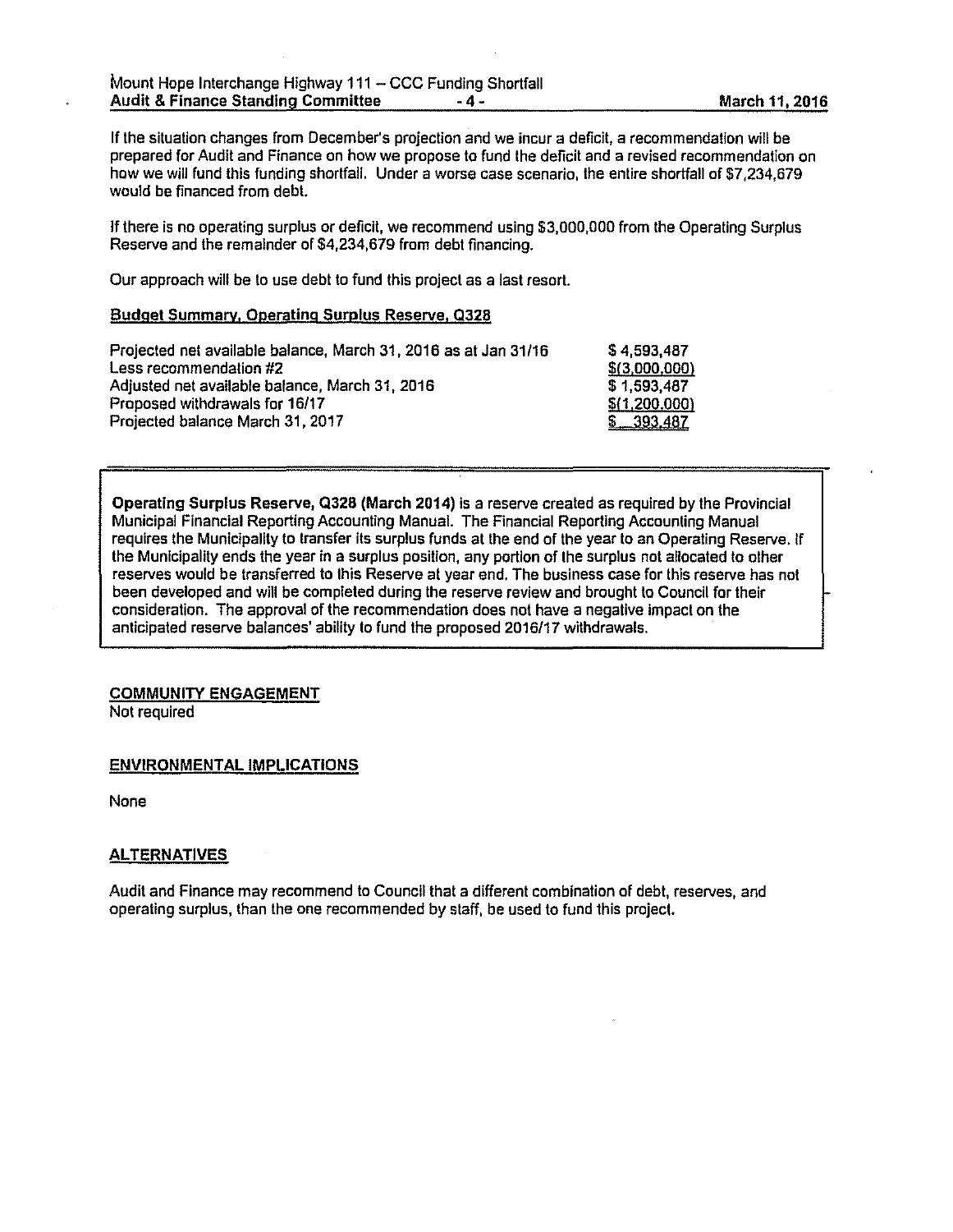If the situation changes from December's projection and we incur a deficit, a recommendation will be prepared for Audit and Finance on how we propose to fund the deficit and a revised recommendation on how we will fund this funding shortfall. Under a worse case scenario, the entire shortfall of $7,234,679 would be financed from debt.

If there is no operating surplus or deficit, we recommend using $3,000,000 from the Operating Surplus Reserve and the remainder of $4,234,679 from debt financing.

Our approach will be to use debt to fund this project as a last resort.

**Budget Summary, Operating Surplus Reserve, Q328**

| | |
|---|---|
| Projected net available balance, March 31, 2016 as at Jan 31/16 | $ 4,593,487 |
| Less recommendation #2 | $(3,000,000) |
| Adjusted net available balance, March 31, 2016 | $ 1,593,487 |
| Proposed withdrawals for 16/17 | $(1,200,000) |
| Projected balance March 31, 2017 | $ 393,487 |

**Operating Surplus Reserve, Q328 (March 2014)** is a reserve created as required by the Provincial Municipal Financial Reporting Accounting Manual. The Financial Reporting Accounting Manual requires the Municipality to transfer its surplus funds at the end of the year to an Operating Reserve. If the Municipality ends the year in a surplus position, any portion of the surplus not allocated to other reserves would be transferred to this Reserve at year end. The business case for this reserve has not been developed and will be completed during the reserve review and brought to Council for their consideration. The approval of the recommendation does not have a negative impact on the anticipated reserve balances' ability to fund the proposed 2016/17 withdrawals.

**COMMUNITY ENGAGEMENT**

Not required

**ENVIRONMENTAL IMPLICATIONS**

None

**ALTERNATIVES**

Audit and Finance may recommend to Council that a different combination of debt, reserves, and operating surplus, than the one recommended by staff, be used to fund this project.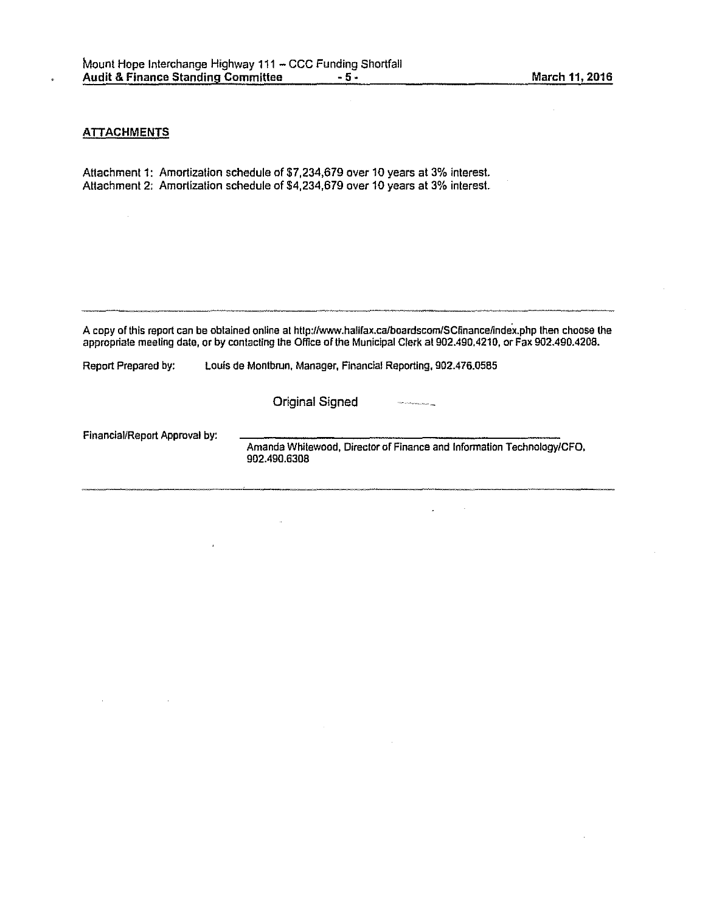## ATTACHMENTS

Attachment 1: Amortization schedule of $7,234,679 over 10 years at 3% interest.
Attachment 2: Amortization schedule of $4,234,679 over 10 years at 3% interest.

---

A copy of this report can be obtained online at http://www.halifax.ca/boardscom/SCfinance/index.php then choose the appropriate meeting date, or by contacting the Office of the Municipal Clerk at 902.490.4210, or Fax 902.490.4208.

Report Prepared by: Louis de Montbrun, Manager, Financial Reporting, 902.476.0585

Original Signed

Financial/Report Approval by: Amanda Whitewood, Director of Finance and Information Technology/CFO, 902.490.6308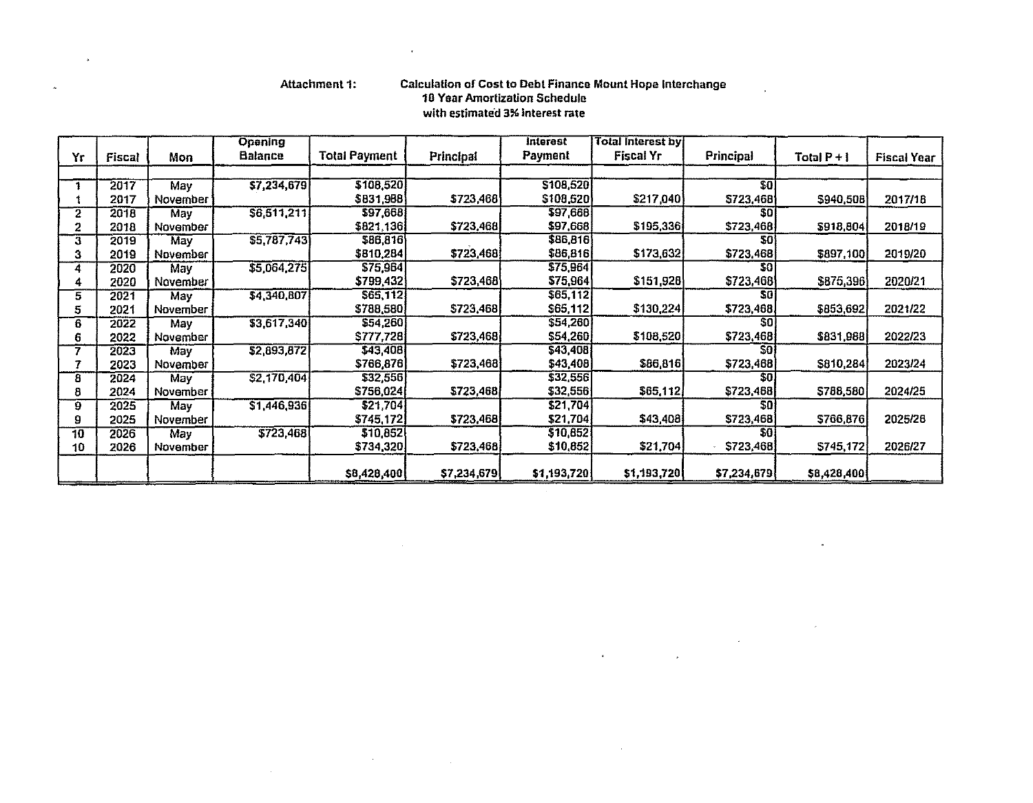Attachment 1: **Calculation of Cost to Debt Finance Mount Hope Interchange**
**10 Year Amortization Schedule**
**with estimated 3% interest rate**

| Yr | Fiscal | Mon | Opening Balance | Total Payment | Principal | Interest Payment | Total Interest by Fiscal Yr | Principal | Total P + I | Fiscal Year |
|---|---|---|---|---|---|---|---|---|---|---|
| 1 | 2017 | May | $7,234,679 | $108,520 | | $108,520 | | $0 | | |
| 1 | 2017 | November | | $831,988 | $723,468 | $108,520 | $217,040 | $723,468 | $940,508 | 2017/18 |
| 2 | 2018 | May | $6,511,211 | $97,668 | | $97,668 | | $0 | | |
| 2 | 2018 | November | | $821,136 | $723,468 | $97,668 | $195,336 | $723,468 | $918,804 | 2018/19 |
| 3 | 2019 | May | $5,787,743 | $86,816 | | $86,816 | | $0 | | |
| 3 | 2019 | November | | $810,284 | $723,468 | $86,816 | $173,632 | $723,468 | $897,100 | 2019/20 |
| 4 | 2020 | May | $5,064,275 | $75,964 | | $75,964 | | $0 | | |
| 4 | 2020 | November | | $799,432 | $723,468 | $75,964 | $151,928 | $723,468 | $875,396 | 2020/21 |
| 5 | 2021 | May | $4,340,807 | $65,112 | | $65,112 | | $0 | | |
| 5 | 2021 | November | | $788,580 | $723,468 | $65,112 | $130,224 | $723,468 | $853,692 | 2021/22 |
| 6 | 2022 | May | $3,617,340 | $54,260 | | $54,260 | | $0 | | |
| 6 | 2022 | November | | $777,728 | $723,468 | $54,260 | $108,520 | $723,468 | $831,988 | 2022/23 |
| 7 | 2023 | May | $2,893,872 | $43,408 | | $43,408 | | $0 | | |
| 7 | 2023 | November | | $766,876 | $723,468 | $43,408 | $86,816 | $723,468 | $810,284 | 2023/24 |
| 8 | 2024 | May | $2,170,404 | $32,556 | | $32,556 | | $0 | | |
| 8 | 2024 | November | | $756,024 | $723,468 | $32,556 | $65,112 | $723,468 | $788,580 | 2024/25 |
| 9 | 2025 | May | $1,446,936 | $21,704 | | $21,704 | | $0 | | |
| 9 | 2025 | November | | $745,172 | $723,468 | $21,704 | $43,408 | $723,468 | $766,876 | 2025/26 |
| 10 | 2026 | May | $723,468 | $10,852 | | $10,852 | | $0 | | |
| 10 | 2026 | November | | $734,320 | $723,468 | $10,852 | $21,704 | $723,468 | $745,172 | 2026/27 |
| | | | | $8,428,400 | $7,234,679 | $1,193,720 | $1,193,720 | $7,234,679 | $8,428,400 | |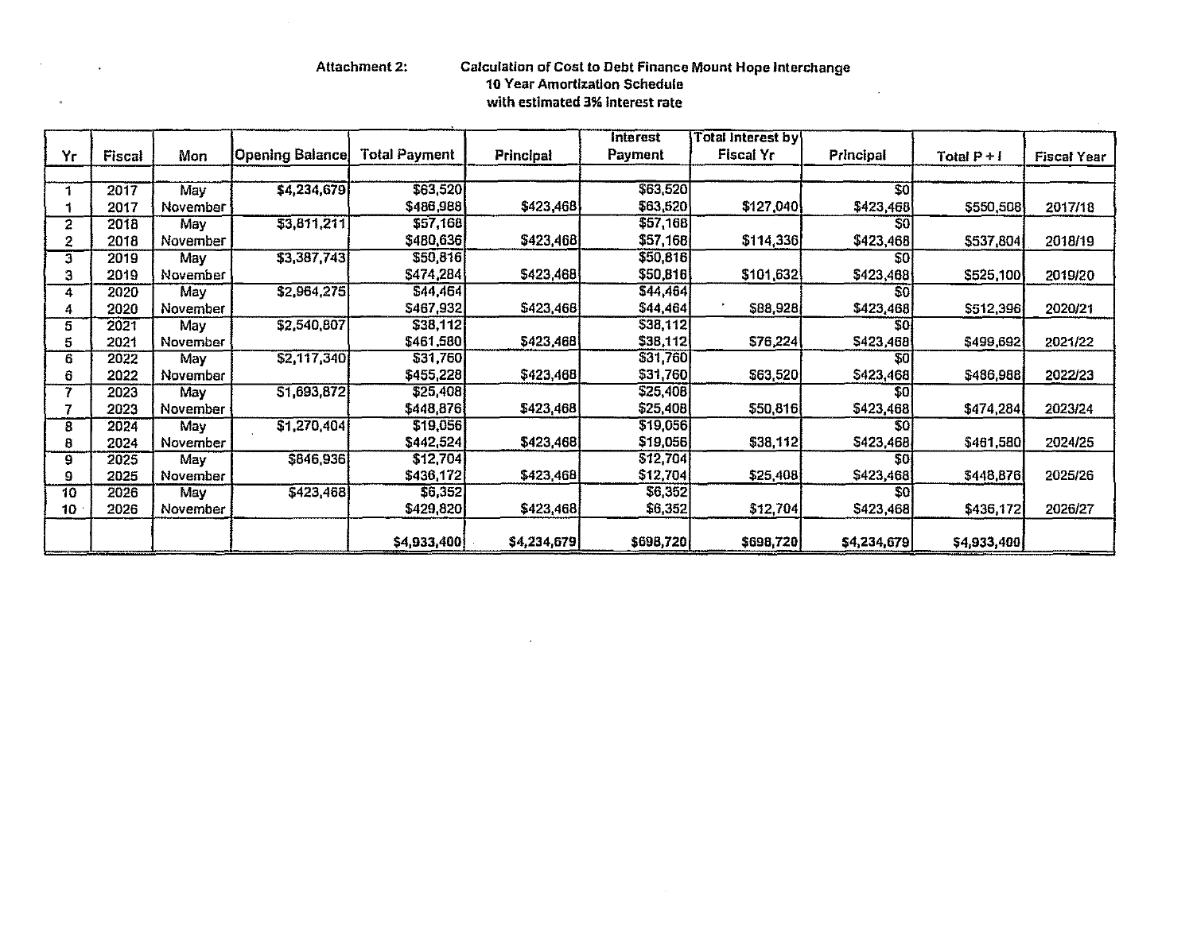Attachment 2: **Calculation of Cost to Debt Finance Mount Hope Interchange**

**10 Year Amortization Schedule**

**with estimated 3% interest rate**

| Yr | Fiscal | Mon | Opening Balance | Total Payment | Principal | Interest Payment | Total Interest by Fiscal Yr | Principal | Total P + I | Fiscal Year |
|---|---|---|---|---|---|---|---|---|---|---|
| 1 | 2017 | May | $4,234,679 | $63,520 | | $63,520 | | $0 | | |
| 1 | 2017 | November | | $486,988 | $423,468 | $63,520 | $127,040 | $423,468 | $550,508 | 2017/18 |
| 2 | 2018 | May | $3,811,211 | $57,168 | | $57,168 | | $0 | | |
| 2 | 2018 | November | | $480,636 | $423,468 | $57,168 | $114,336 | $423,468 | $537,804 | 2018/19 |
| 3 | 2019 | May | $3,387,743 | $50,816 | | $50,816 | | $0 | | |
| 3 | 2019 | November | | $474,284 | $423,468 | $50,816 | $101,632 | $423,468 | $525,100 | 2019/20 |
| 4 | 2020 | May | $2,964,275 | $44,464 | | $44,464 | | $0 | | |
| 4 | 2020 | November | | $467,932 | $423,468 | $44,464 | $88,928 | $423,468 | $512,396 | 2020/21 |
| 5 | 2021 | May | $2,540,807 | $38,112 | | $38,112 | | $0 | | |
| 5 | 2021 | November | | $461,580 | $423,468 | $38,112 | $76,224 | $423,468 | $499,692 | 2021/22 |
| 6 | 2022 | May | $2,117,340 | $31,760 | | $31,760 | | $0 | | |
| 6 | 2022 | November | | $455,228 | $423,468 | $31,760 | $63,520 | $423,468 | $486,988 | 2022/23 |
| 7 | 2023 | May | $1,693,872 | $25,408 | | $25,408 | | $0 | | |
| 7 | 2023 | November | | $448,876 | $423,468 | $25,408 | $50,816 | $423,468 | $474,284 | 2023/24 |
| 8 | 2024 | May | $1,270,404 | $19,056 | | $19,056 | | $0 | | |
| 8 | 2024 | November | | $442,524 | $423,468 | $19,056 | $38,112 | $423,468 | $461,580 | 2024/25 |
| 9 | 2025 | May | $846,936 | $12,704 | | $12,704 | | $0 | | |
| 9 | 2025 | November | | $436,172 | $423,468 | $12,704 | $25,408 | $423,468 | $448,876 | 2025/26 |
| 10 | 2026 | May | $423,468 | $6,352 | | $6,352 | | $0 | | |
| 10 | 2026 | November | | $429,820 | $423,468 | $6,352 | $12,704 | $423,468 | $436,172 | 2026/27 |
| | | | | $4,933,400 | $4,234,679 | $698,720 | $698,720 | $4,234,679 | $4,933,400 | |